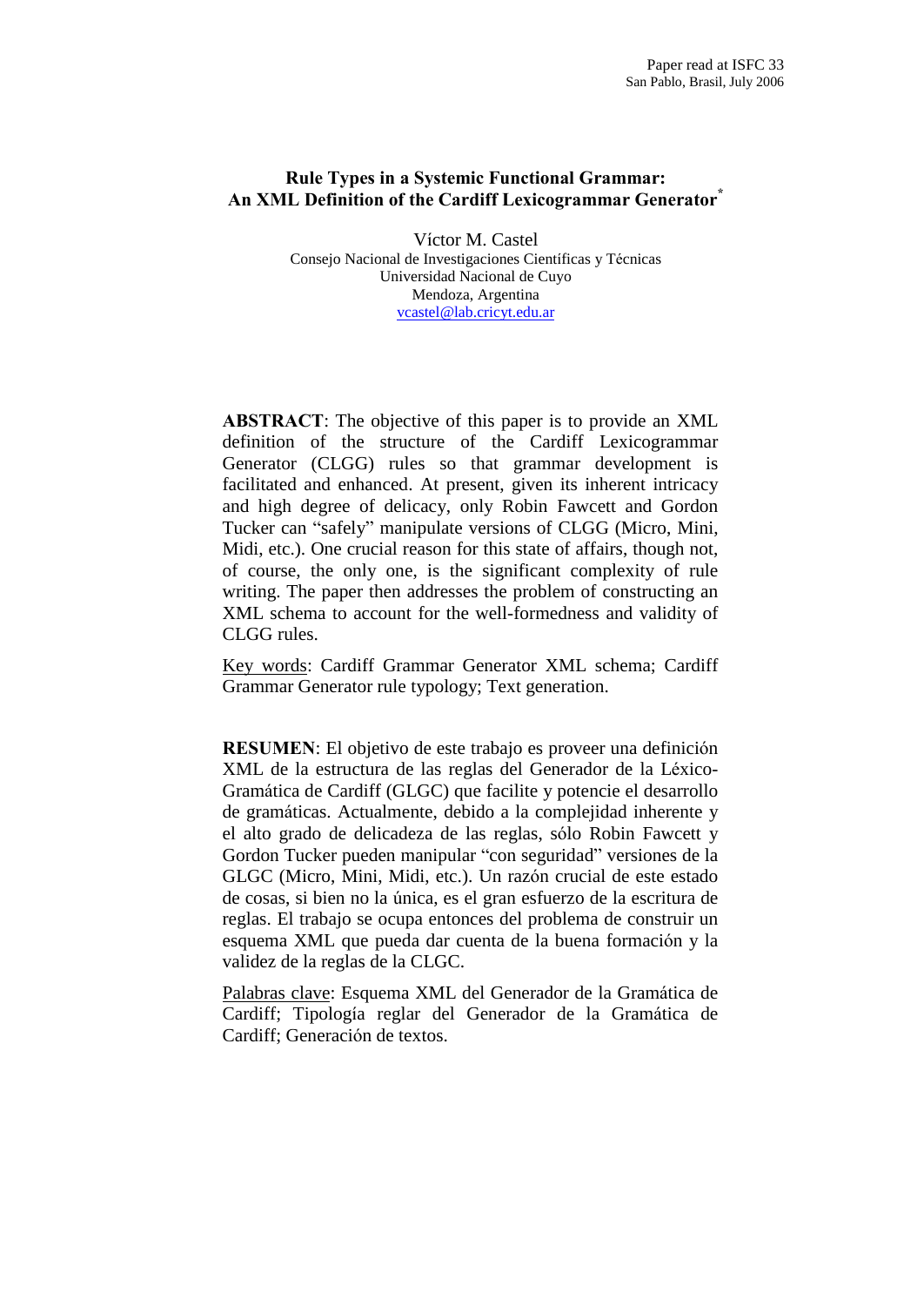Paper read at ISFC 33
San Pablo, Brasil, July 2006

# Rule Types in a Systemic Functional Grammar: An XML Definition of the Cardiff Lexicogrammar Generator[*]

Víctor M. Castel
Consejo Nacional de Investigaciones Científicas y Técnicas
Universidad Nacional de Cuyo
Mendoza, Argentina
vcastel@lab.cricyt.edu.ar

**ABSTRACT**: The objective of this paper is to provide an XML definition of the structure of the Cardiff Lexicogrammar Generator (CLGG) rules so that grammar development is facilitated and enhanced. At present, given its inherent intricacy and high degree of delicacy, only Robin Fawcett and Gordon Tucker can "safely" manipulate versions of CLGG (Micro, Mini, Midi, etc.). One crucial reason for this state of affairs, though not, of course, the only one, is the significant complexity of rule writing. The paper then addresses the problem of constructing an XML schema to account for the well-formedness and validity of CLGG rules.

Key words: Cardiff Grammar Generator XML schema; Cardiff Grammar Generator rule typology; Text generation.

**RESUMEN**: El objetivo de este trabajo es proveer una definición XML de la estructura de las reglas del Generador de la Léxico-Gramática de Cardiff (GLGC) que facilite y potencie el desarrollo de gramáticas. Actualmente, debido a la complejidad inherente y el alto grado de delicadeza de las reglas, sólo Robin Fawcett y Gordon Tucker pueden manipular "con seguridad" versiones de la GLGC (Micro, Mini, Midi, etc.). Un razón crucial de este estado de cosas, si bien no la única, es el gran esfuerzo de la escritura de reglas. El trabajo se ocupa entonces del problema de construir un esquema XML que pueda dar cuenta de la buena formación y la validez de la reglas de la CLGC.

Palabras clave: Esquema XML del Generador de la Gramática de Cardiff; Tipología reglar del Generador de la Gramática de Cardiff; Generación de textos.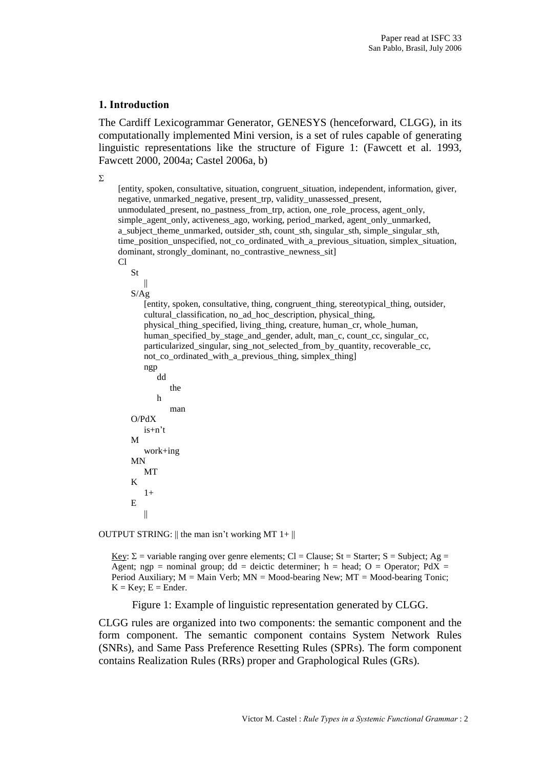## 1. Introduction

The Cardiff Lexicogrammar Generator, GENESYS (henceforward, CLGG), in its computationally implemented Mini version, is a set of rules capable of generating linguistic representations like the structure of Figure 1: (Fawcett et al. 1993, Fawcett 2000, 2004a; Castel 2006a, b)

```
Σ
    [entity, spoken, consultative, situation, congruent_situation, independent, information, giver,
    negative, unmarked_negative, present_trp, validity_unassessed_present,
    unmodulated_present, no_pastness_from_trp, action, one_role_process, agent_only,
    simple_agent_only, activeness_ago, working, period_marked, agent_only_unmarked,
    a_subject_theme_unmarked, outsider_sth, count_sth, singular_sth, simple_singular_sth,
    time_position_unspecified, not_co_ordinated_with_a_previous_situation, simplex_situation,
    dominant, strongly_dominant, no_contrastive_newness_sit]
    Cl
        St
            ||
        S/Ag
            [entity, spoken, consultative, thing, congruent_thing, stereotypical_thing, outsider,
            cultural_classification, no_ad_hoc_description, physical_thing,
            physical_thing_specified, living_thing, creature, human_cr, whole_human,
            human_specified_by_stage_and_gender, adult, man_c, count_cc, singular_cc,
            particularized_singular, sing_not_selected_from_by_quantity, recoverable_cc,
            not_co_ordinated_with_a_previous_thing, simplex_thing]
            ngp
                dd
                    the
                h
                    man
        O/PdX
            is+n't
        M
            work+ing
        MN
            MT
        K
            1+
        E
            ||

OUTPUT STRING: || the man isn't working MT 1+ ||
```

Key: Σ = variable ranging over genre elements; Cl = Clause; St = Starter; S = Subject; Ag = Agent; ngp = nominal group; dd = deictic determiner; h = head; O = Operator; PdX = Period Auxiliary; M = Main Verb; MN = Mood-bearing New; MT = Mood-bearing Tonic; K = Key; E = Ender.

Figure 1: Example of linguistic representation generated by CLGG.

CLGG rules are organized into two components: the semantic component and the form component. The semantic component contains System Network Rules (SNRs), and Same Pass Preference Resetting Rules (SPRs). The form component contains Realization Rules (RRs) proper and Graphological Rules (GRs).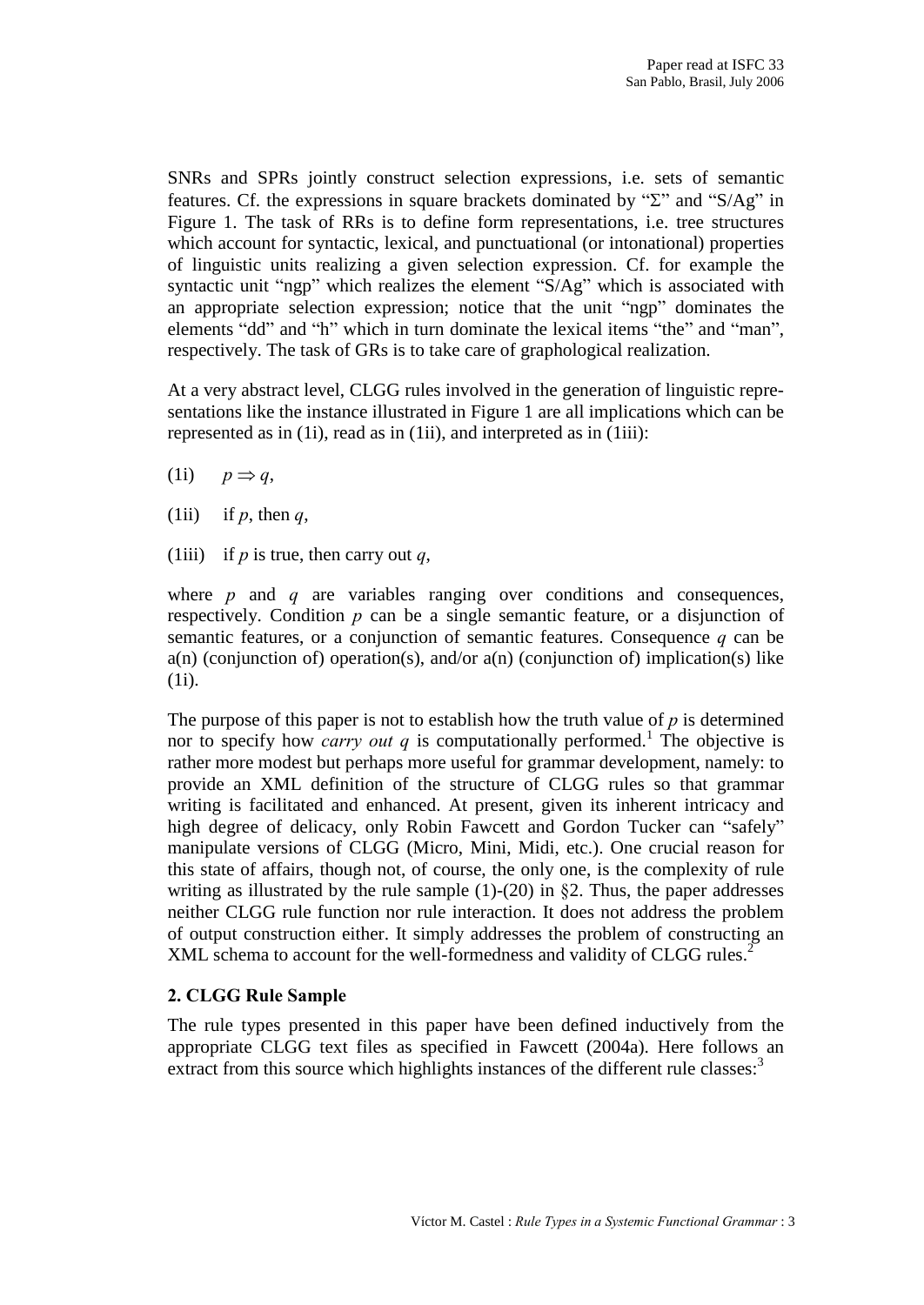SNRs and SPRs jointly construct selection expressions, i.e. sets of semantic features. Cf. the expressions in square brackets dominated by "Σ" and "S/Ag" in Figure 1. The task of RRs is to define form representations, i.e. tree structures which account for syntactic, lexical, and punctuational (or intonational) properties of linguistic units realizing a given selection expression. Cf. for example the syntactic unit "ngp" which realizes the element "S/Ag" which is associated with an appropriate selection expression; notice that the unit "ngp" dominates the elements "dd" and "h" which in turn dominate the lexical items "the" and "man", respectively. The task of GRs is to take care of graphological realization.

At a very abstract level, CLGG rules involved in the generation of linguistic representations like the instance illustrated in Figure 1 are all implications which can be represented as in (1i), read as in (1ii), and interpreted as in (1iii):

(1i) $p \Rightarrow q$,

(1ii) if *p*, then *q*,

(1iii) if *p* is true, then carry out *q*,

where *p* and *q* are variables ranging over conditions and consequences, respectively. Condition *p* can be a single semantic feature, or a disjunction of semantic features, or a conjunction of semantic features. Consequence *q* can be a(n) (conjunction of) operation(s), and/or a(n) (conjunction of) implication(s) like (1i).

The purpose of this paper is not to establish how the truth value of *p* is determined nor to specify how *carry out q* is computationally performed.[1] The objective is rather more modest but perhaps more useful for grammar development, namely: to provide an XML definition of the structure of CLGG rules so that grammar writing is facilitated and enhanced. At present, given its inherent intricacy and high degree of delicacy, only Robin Fawcett and Gordon Tucker can "safely" manipulate versions of CLGG (Micro, Mini, Midi, etc.). One crucial reason for this state of affairs, though not, of course, the only one, is the complexity of rule writing as illustrated by the rule sample (1)-(20) in §2. Thus, the paper addresses neither CLGG rule function nor rule interaction. It does not address the problem of output construction either. It simply addresses the problem of constructing an XML schema to account for the well-formedness and validity of CLGG rules.[2]

## 2. CLGG Rule Sample

The rule types presented in this paper have been defined inductively from the appropriate CLGG text files as specified in Fawcett (2004a). Here follows an extract from this source which highlights instances of the different rule classes:[3]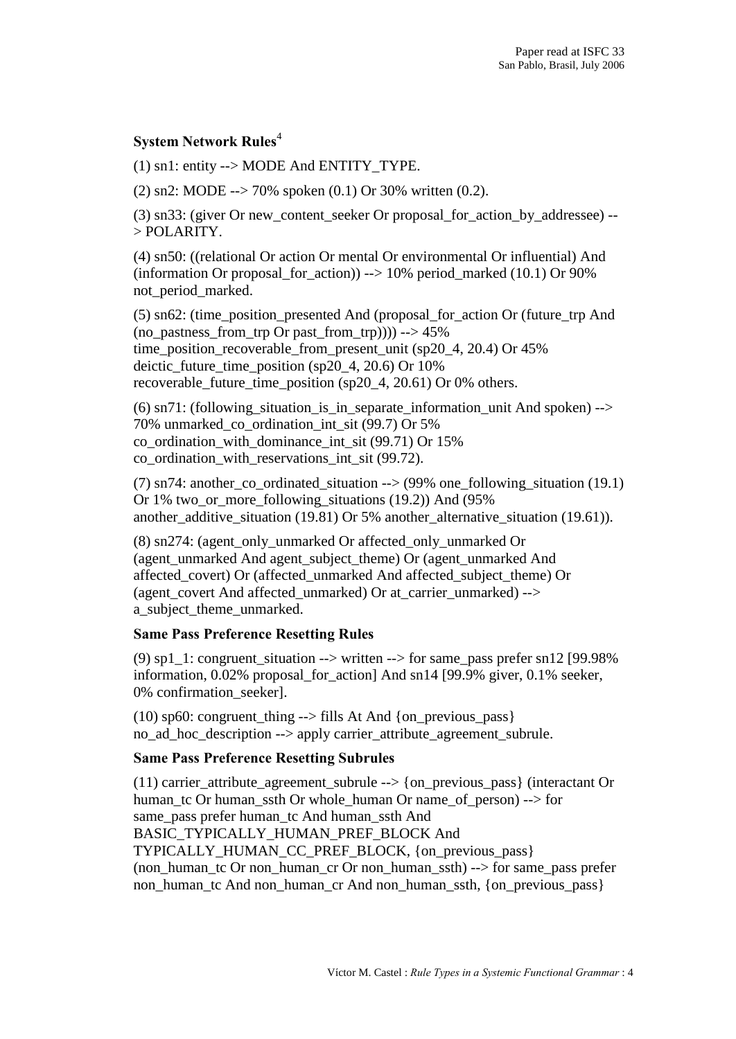### System Network Rules[4]

(1) sn1: entity --> MODE And ENTITY_TYPE.

(2) sn2: MODE --> 70% spoken (0.1) Or 30% written (0.2).

(3) sn33: (giver Or new_content_seeker Or proposal_for_action_by_addressee) --> POLARITY.

(4) sn50: ((relational Or action Or mental Or environmental Or influential) And (information Or proposal_for_action)) --> 10% period_marked (10.1) Or 90% not_period_marked.

(5) sn62: (time_position_presented And (proposal_for_action Or (future_trp And (no_pastness_from_trp Or past_from_trp)))) --> 45% time_position_recoverable_from_present_unit (sp20_4, 20.4) Or 45% deictic_future_time_position (sp20_4, 20.6) Or 10% recoverable_future_time_position (sp20_4, 20.61) Or 0% others.

(6) sn71: (following_situation_is_in_separate_information_unit And spoken) --> 70% unmarked_co_ordination_int_sit (99.7) Or 5% co_ordination_with_dominance_int_sit (99.71) Or 15% co_ordination_with_reservations_int_sit (99.72).

(7) sn74: another_co_ordinated_situation --> (99% one_following_situation (19.1) Or 1% two_or_more_following_situations (19.2)) And (95% another_additive_situation (19.81) Or 5% another_alternative_situation (19.61)).

(8) sn274: (agent_only_unmarked Or affected_only_unmarked Or (agent_unmarked And agent_subject_theme) Or (agent_unmarked And affected_covert) Or (affected_unmarked And affected_subject_theme) Or (agent_covert And affected_unmarked) Or at_carrier_unmarked) --> a_subject_theme_unmarked.

### Same Pass Preference Resetting Rules

(9) sp1_1: congruent_situation --> written --> for same_pass prefer sn12 [99.98% information, 0.02% proposal_for_action] And sn14 [99.9% giver, 0.1% seeker, 0% confirmation_seeker].

(10) sp60: congruent_thing --> fills At And {on_previous_pass} no_ad_hoc_description --> apply carrier_attribute_agreement_subrule.

### Same Pass Preference Resetting Subrules

(11) carrier_attribute_agreement_subrule --> {on_previous_pass} (interactant Or human_tc Or human_ssth Or whole_human Or name_of_person) --> for same_pass prefer human_tc And human_ssth And BASIC_TYPICALLY_HUMAN_PREF_BLOCK And TYPICALLY_HUMAN_CC_PREF_BLOCK, {on_previous_pass} (non_human_tc Or non_human_cr Or non_human_ssth) --> for same_pass prefer non_human_tc And non_human_cr And non_human_ssth, {on_previous_pass}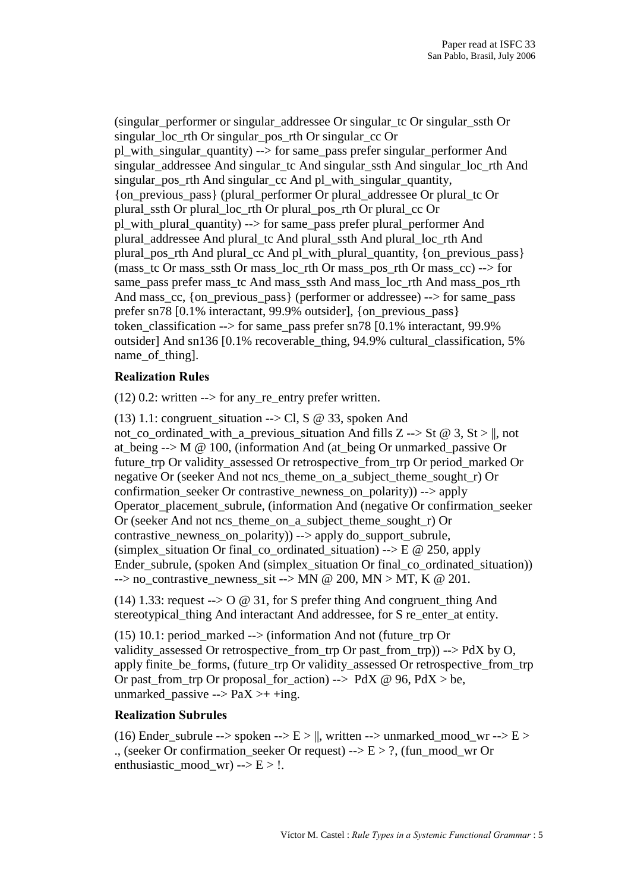(singular_performer or singular_addressee Or singular_tc Or singular_ssth Or singular_loc_rth Or singular_pos_rth Or singular_cc Or pl_with_singular_quantity) --> for same_pass prefer singular_performer And singular_addressee And singular_tc And singular_ssth And singular_loc_rth And singular_pos_rth And singular_cc And pl_with_singular_quantity, {on_previous_pass} (plural_performer Or plural_addressee Or plural_tc Or plural_ssth Or plural_loc_rth Or plural_pos_rth Or plural_cc Or pl_with_plural_quantity) --> for same_pass prefer plural_performer And plural_addressee And plural_tc And plural_ssth And plural_loc_rth And plural_pos_rth And plural_cc And pl_with_plural_quantity, {on_previous_pass} (mass_tc Or mass_ssth Or mass_loc_rth Or mass_pos_rth Or mass_cc) --> for same_pass prefer mass_tc And mass_ssth And mass_loc_rth And mass_pos_rth And mass_cc, {on_previous_pass} (performer or addressee) --> for same_pass prefer sn78 [0.1% interactant, 99.9% outsider], {on_previous_pass} token_classification --> for same_pass prefer sn78 [0.1% interactant, 99.9% outsider] And sn136 [0.1% recoverable_thing, 94.9% cultural_classification, 5% name_of_thing].

### Realization Rules

(12) 0.2: written --> for any_re_entry prefer written.

(13) 1.1: congruent_situation --> Cl, S @ 33, spoken And not_co_ordinated_with_a_previous_situation And fills Z --> St @ 3, St > ||, not at_being --> M @ 100, (information And (at_being Or unmarked_passive Or future_trp Or validity_assessed Or retrospective_from_trp Or period_marked Or negative Or (seeker And not ncs_theme_on_a_subject_theme_sought_r) Or confirmation_seeker Or contrastive_newness_on_polarity)) --> apply Operator_placement_subrule, (information And (negative Or confirmation_seeker Or (seeker And not ncs_theme_on_a_subject_theme_sought_r) Or contrastive_newness_on_polarity)) --> apply do_support_subrule, (simplex_situation Or final_co_ordinated_situation) --> E @ 250, apply Ender_subrule, (spoken And (simplex_situation Or final_co_ordinated_situation)) --> no_contrastive_newness_sit --> MN @ 200, MN > MT, K @ 201.

(14) 1.33: request --> O @ 31, for S prefer thing And congruent_thing And stereotypical_thing And interactant And addressee, for S re_enter_at entity.

(15) 10.1: period_marked --> (information And not (future_trp Or validity_assessed Or retrospective_from_trp Or past_from_trp)) --> PdX by O, apply finite_be_forms, (future_trp Or validity_assessed Or retrospective_from_trp Or past_from_trp Or proposal_for_action) --> PdX @ 96, PdX > be, unmarked_passive --> PaX >+ +ing.

### Realization Subrules

(16) Ender_subrule --> spoken --> E > ||, written --> unmarked_mood_wr --> E > ., (seeker Or confirmation_seeker Or request) --> E > ?, (fun_mood_wr Or enthusiastic_mood_wr) --> E > !.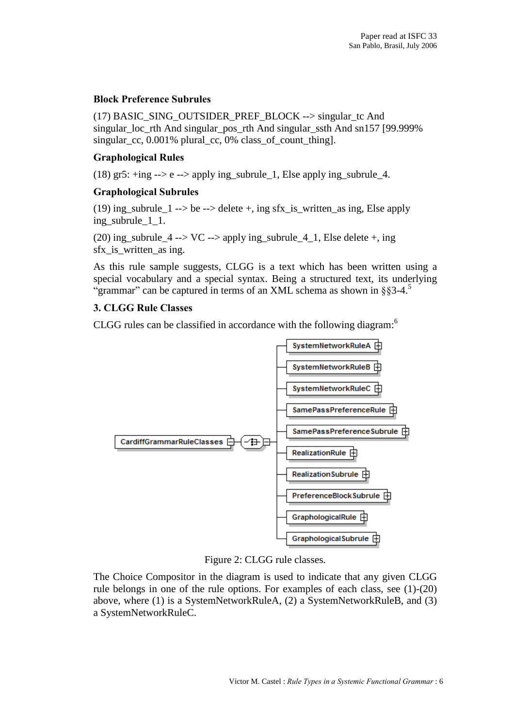**Block Preference Subrules**

(17) BASIC_SING_OUTSIDER_PREF_BLOCK --> singular_tc And singular_loc_rth And singular_pos_rth And singular_ssth And sn157 [99.999% singular_cc, 0.001% plural_cc, 0% class_of_count_thing].

**Graphological Rules**

(18) gr5: +ing --> e --> apply ing_subrule_1, Else apply ing_subrule_4.

**Graphological Subrules**

(19) ing_subrule_1 --> be --> delete +, ing sfx_is_written_as ing, Else apply ing_subrule_1_1.

(20) ing_subrule_4 --> VC --> apply ing_subrule_4_1, Else delete +, ing sfx_is_written_as ing.

As this rule sample suggests, CLGG is a text which has been written using a special vocabulary and a special syntax. Being a structured text, its underlying "grammar" can be captured in terms of an XML schema as shown in §§3-4.[5]

### 3. CLGG Rule Classes

CLGG rules can be classified in accordance with the following diagram:[6]

CardiffGrammarRuleClasses
- SystemNetworkRuleA
- SystemNetworkRuleB
- SystemNetworkRuleC
- SamePassPreferenceRule
- SamePassPreferenceSubrule
- RealizationRule
- RealizationSubrule
- PreferenceBlockSubrule
- GraphologicalRule
- GraphologicalSubrule

Figure 2: CLGG rule classes.

The Choice Compositor in the diagram is used to indicate that any given CLGG rule belongs in one of the rule options. For examples of each class, see (1)-(20) above, where (1) is a SystemNetworkRuleA, (2) a SystemNetworkRuleB, and (3) a SystemNetworkRuleC.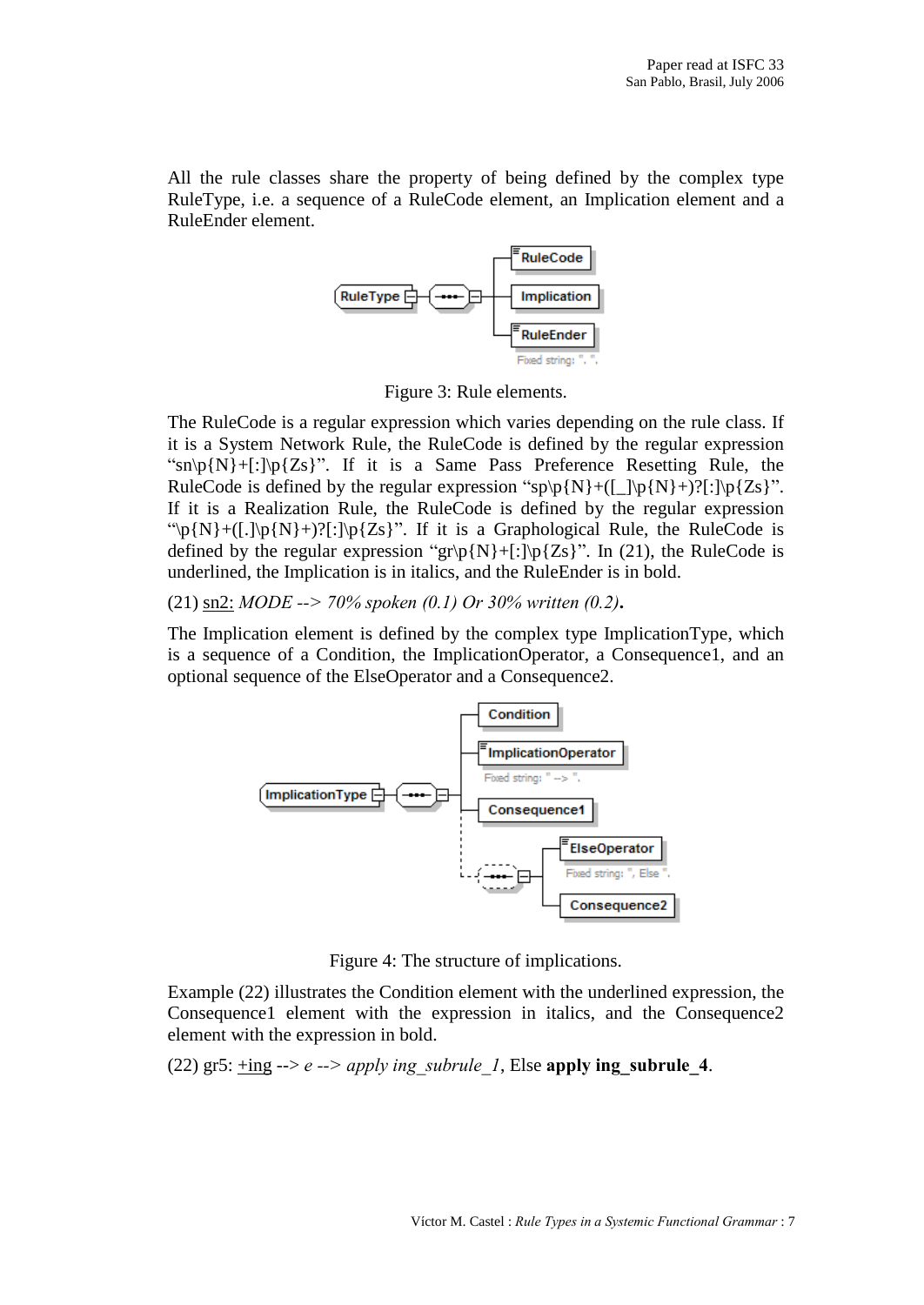All the rule classes share the property of being defined by the complex type RuleType, i.e. a sequence of a RuleCode element, an Implication element and a RuleEnder element.

Figure 3: Rule elements.

The RuleCode is a regular expression which varies depending on the rule class. If it is a System Network Rule, the RuleCode is defined by the regular expression "sn\p{N}+[:]\p{Zs}". If it is a Same Pass Preference Resetting Rule, the RuleCode is defined by the regular expression "sp\p{N}+([_]\p{N}+)?[:]\p{Zs}". If it is a Realization Rule, the RuleCode is defined by the regular expression "\p{N}+([.]\p{N}+)?[:]\p{Zs}". If it is a Graphological Rule, the RuleCode is defined by the regular expression "gr\p{N}+[:]\p{Zs}". In (21), the RuleCode is underlined, the Implication is in italics, and the RuleEnder is in bold.

(21) <u>sn2:</u> *MODE --> 70% spoken (0.1) Or 30% written (0.2)***.**

The Implication element is defined by the complex type ImplicationType, which is a sequence of a Condition, the ImplicationOperator, a Consequence1, and an optional sequence of the ElseOperator and a Consequence2.

Figure 4: The structure of implications.

Example (22) illustrates the Condition element with the underlined expression, the Consequence1 element with the expression in italics, and the Consequence2 element with the expression in bold.

(22) gr5: <u>+ing</u> --> *e --> apply ing_subrule_1*, Else **apply ing_subrule_4**.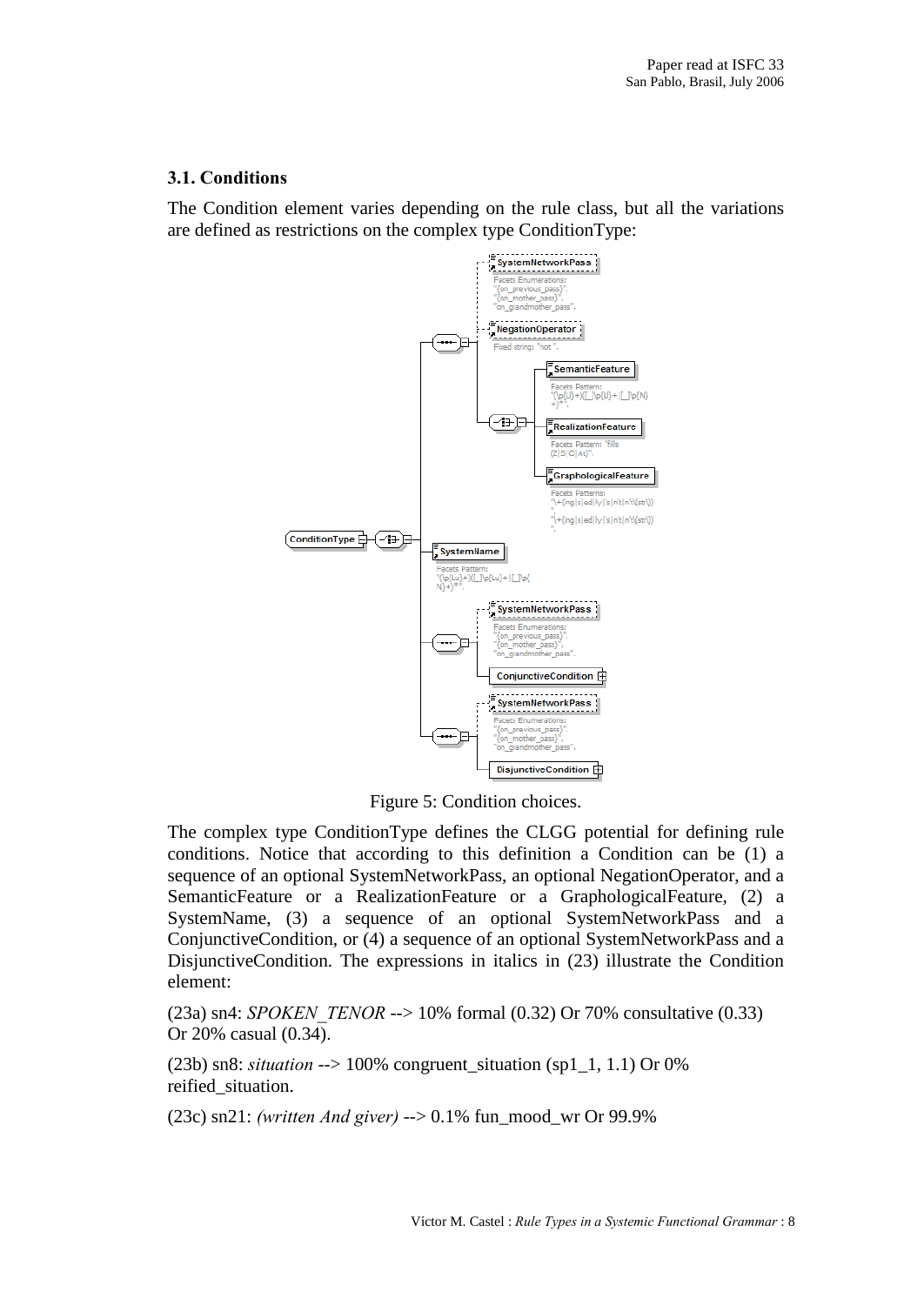### 3.1. Conditions

The Condition element varies depending on the rule class, but all the variations are defined as restrictions on the complex type ConditionType:

Figure 5: Condition choices.

The complex type ConditionType defines the CLGG potential for defining rule conditions. Notice that according to this definition a Condition can be (1) a sequence of an optional SystemNetworkPass, an optional NegationOperator, and a SemanticFeature or a RealizationFeature or a GraphologicalFeature, (2) a SystemName, (3) a sequence of an optional SystemNetworkPass and a ConjunctiveCondition, or (4) a sequence of an optional SystemNetworkPass and a DisjunctiveCondition. The expressions in italics in (23) illustrate the Condition element:

(23a) sn4: *SPOKEN_TENOR* --> 10% formal (0.32) Or 70% consultative (0.33) Or 20% casual (0.34).

(23b) sn8: *situation* --> 100% congruent_situation (sp1_1, 1.1) Or 0% reified_situation.

(23c) sn21: *(written And giver)* --> 0.1% fun_mood_wr Or 99.9%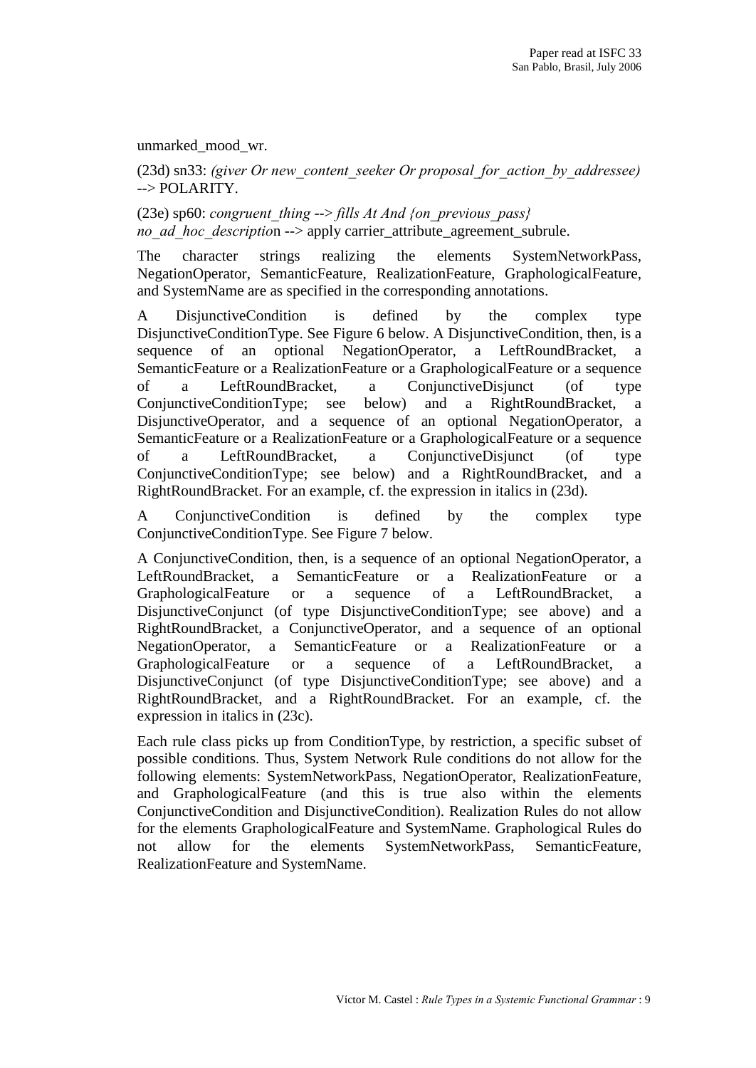unmarked_mood_wr.

(23d) sn33: *(giver Or new_content_seeker Or proposal_for_action_by_addressee)* --> POLARITY.

(23e) sp60: *congruent_thing* --> *fills At And {on_previous_pass} no_ad_hoc_descriptio*n --> apply carrier_attribute_agreement_subrule.

The character strings realizing the elements SystemNetworkPass, NegationOperator, SemanticFeature, RealizationFeature, GraphologicalFeature, and SystemName are as specified in the corresponding annotations.

A DisjunctiveCondition is defined by the complex type DisjunctiveConditionType. See Figure 6 below. A DisjunctiveCondition, then, is a sequence of an optional NegationOperator, a LeftRoundBracket, a SemanticFeature or a RealizationFeature or a GraphologicalFeature or a sequence of a LeftRoundBracket, a ConjunctiveDisjunct (of type ConjunctiveConditionType; see below) and a RightRoundBracket, a DisjunctiveOperator, and a sequence of an optional NegationOperator, a SemanticFeature or a RealizationFeature or a GraphologicalFeature or a sequence of a LeftRoundBracket, a ConjunctiveDisjunct (of type ConjunctiveConditionType; see below) and a RightRoundBracket, and a RightRoundBracket. For an example, cf. the expression in italics in (23d).

A ConjunctiveCondition is defined by the complex type ConjunctiveConditionType. See Figure 7 below.

A ConjunctiveCondition, then, is a sequence of an optional NegationOperator, a LeftRoundBracket, a SemanticFeature or a RealizationFeature or a GraphologicalFeature or a sequence of a LeftRoundBracket, a DisjunctiveConjunct (of type DisjunctiveConditionType; see above) and a RightRoundBracket, a ConjunctiveOperator, and a sequence of an optional NegationOperator, a SemanticFeature or a RealizationFeature or a GraphologicalFeature or a sequence of a LeftRoundBracket, a DisjunctiveConjunct (of type DisjunctiveConditionType; see above) and a RightRoundBracket, and a RightRoundBracket. For an example, cf. the expression in italics in (23c).

Each rule class picks up from ConditionType, by restriction, a specific subset of possible conditions. Thus, System Network Rule conditions do not allow for the following elements: SystemNetworkPass, NegationOperator, RealizationFeature, and GraphologicalFeature (and this is true also within the elements ConjunctiveCondition and DisjunctiveCondition). Realization Rules do not allow for the elements GraphologicalFeature and SystemName. Graphological Rules do not allow for the elements SystemNetworkPass, SemanticFeature, RealizationFeature and SystemName.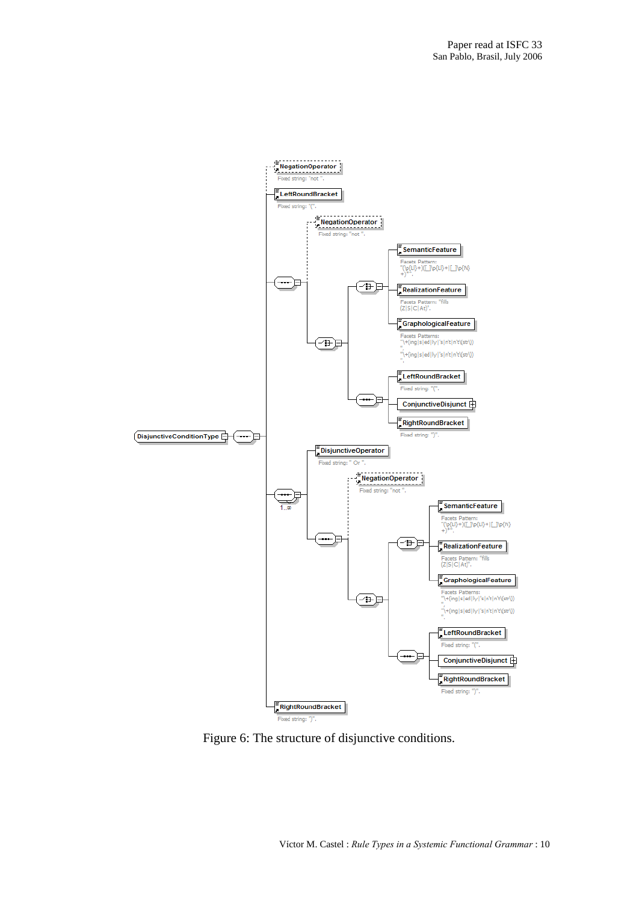DisjunctiveConditionType

NegationOperator
Fixed string: "not ".

LeftRoundBracket
Fixed string: "(".

NegationOperator
Fixed string: "not ".

SemanticFeature
Facets Pattern: "(\p{Ll}+)([_]\p{Ll}+|[_]\p{N}+)*".

RealizationFeature
Facets Pattern: "fills (Z|S|C|At)".

GraphologicalFeature
Facets Patterns: "\+(ing|s|ed|ly|'s|n't|n't\(str\))". "\+(ing|s|ed|ly|'s|n't|n't\(str\))".

LeftRoundBracket
Fixed string: "(".

ConjunctiveDisjunct

RightRoundBracket
Fixed string: ")".

1..∞

DisjunctiveOperator
Fixed string: " Or ".

NegationOperator
Fixed string: "not ".

SemanticFeature
Facets Pattern: "(\p{Ll}+)([_]\p{Ll}+|[_]\p{N}+)*".

RealizationFeature
Facets Pattern: "fills (Z|S|C|At)".

GraphologicalFeature
Facets Patterns: "\+(ing|s|ed|ly|'s|n't|n't\(str\))". "\+(ing|s|ed|ly|'s|n't|n't\(str\))".

LeftRoundBracket
Fixed string: "(".

ConjunctiveDisjunct

RightRoundBracket
Fixed string: ")".

RightRoundBracket
Fixed string: ")".

Figure 6: The structure of disjunctive conditions.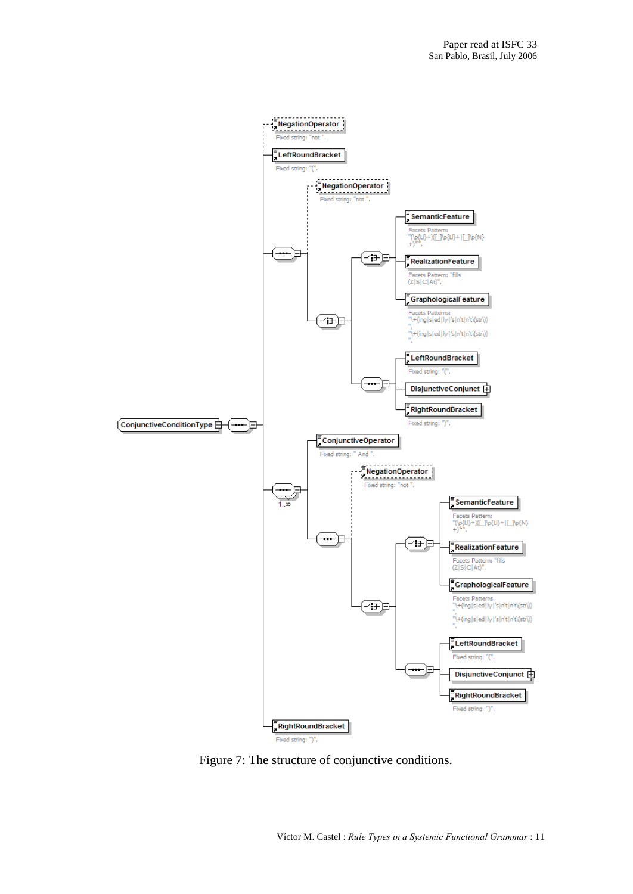Figure 7: The structure of conjunctive conditions.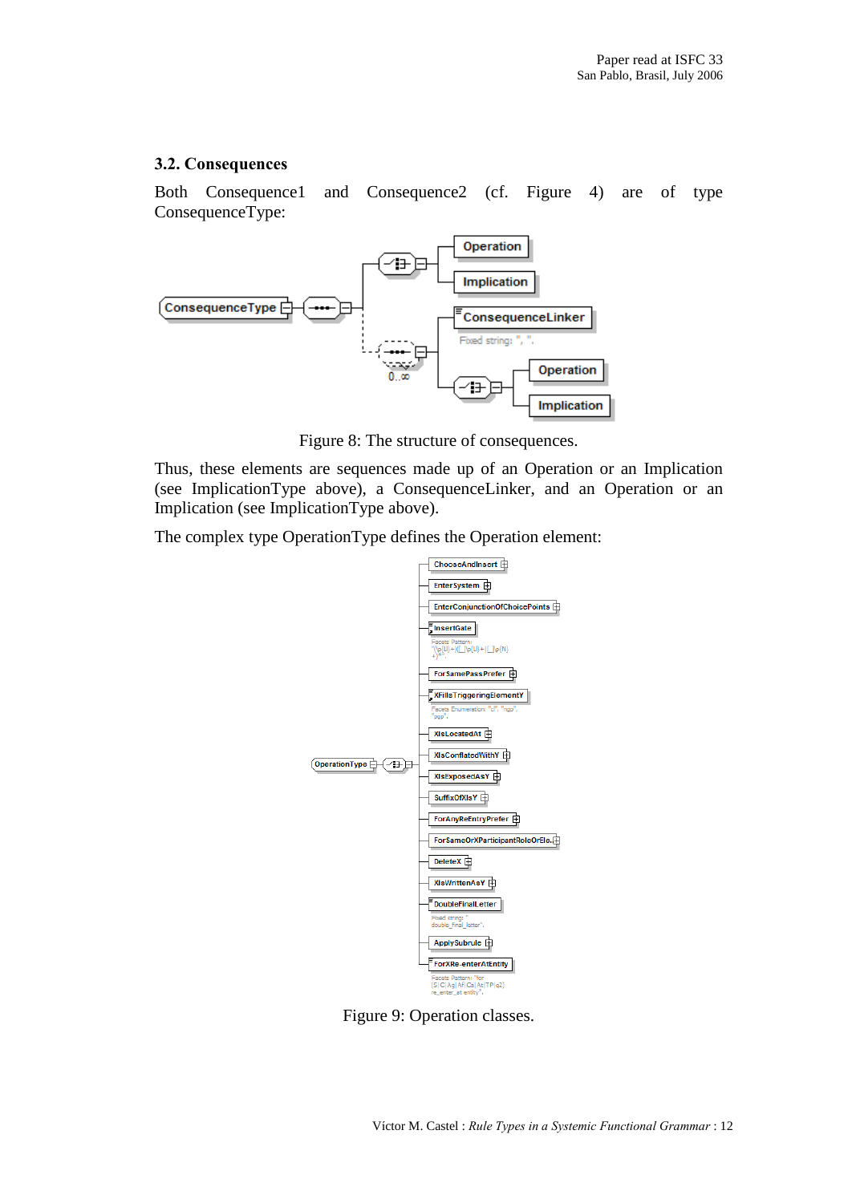### 3.2. Consequences

Both Consequence1 and Consequence2 (cf. Figure 4) are of type ConsequenceType:

Figure 8: The structure of consequences.

Thus, these elements are sequences made up of an Operation or an Implication (see ImplicationType above), a ConsequenceLinker, and an Operation or an Implication (see ImplicationType above).

The complex type OperationType defines the Operation element:

Figure 9: Operation classes.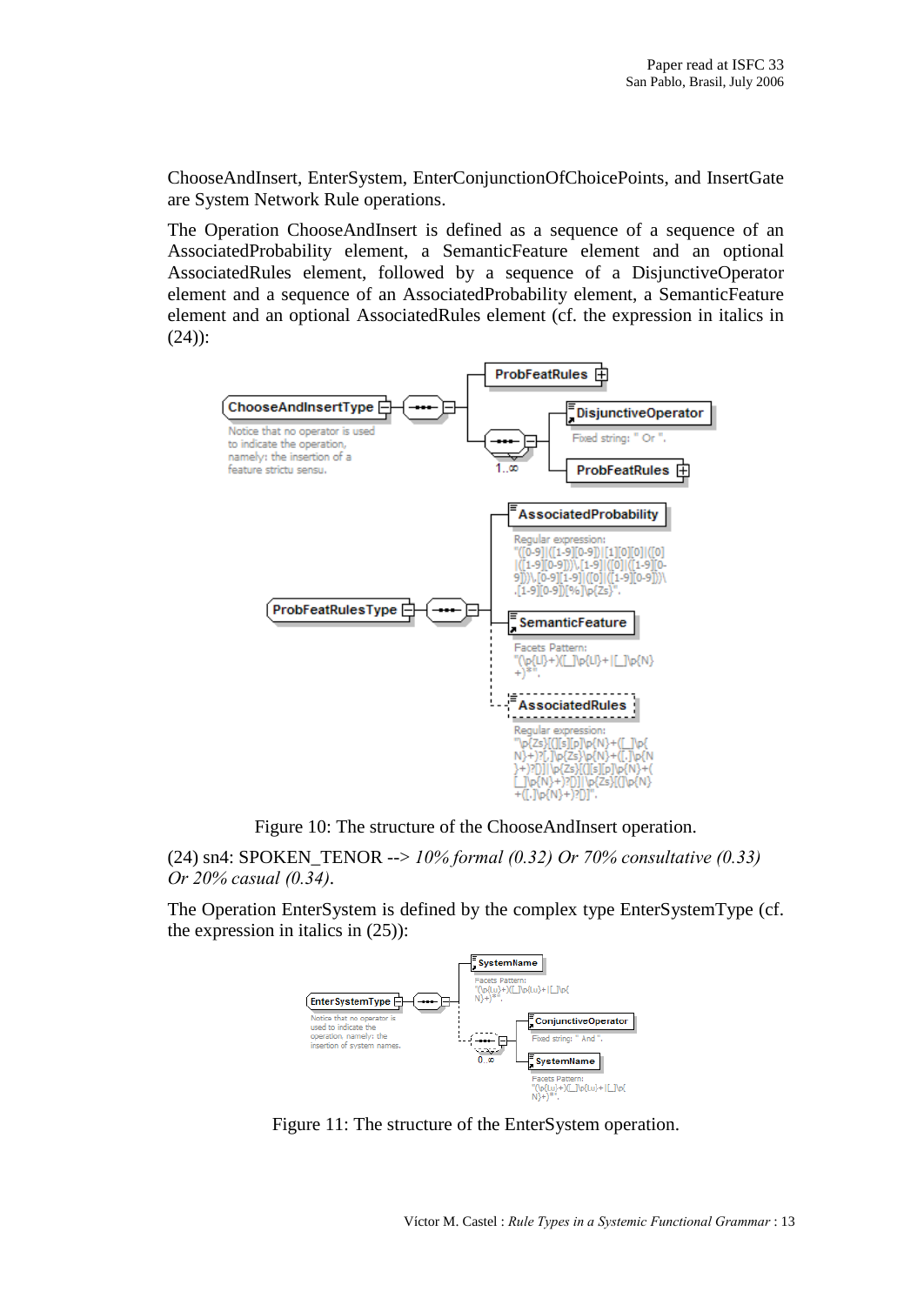ChooseAndInsert, EnterSystem, EnterConjunctionOfChoicePoints, and InsertGate are System Network Rule operations.

The Operation ChooseAndInsert is defined as a sequence of a sequence of an AssociatedProbability element, a SemanticFeature element and an optional AssociatedRules element, followed by a sequence of a DisjunctiveOperator element and a sequence of an AssociatedProbability element, a SemanticFeature element and an optional AssociatedRules element (cf. the expression in italics in (24)):

Figure 10: The structure of the ChooseAndInsert operation.

(24) sn4: SPOKEN_TENOR --> *10% formal (0.32) Or 70% consultative (0.33) Or 20% casual (0.34)*.

The Operation EnterSystem is defined by the complex type EnterSystemType (cf. the expression in italics in (25)):

Figure 11: The structure of the EnterSystem operation.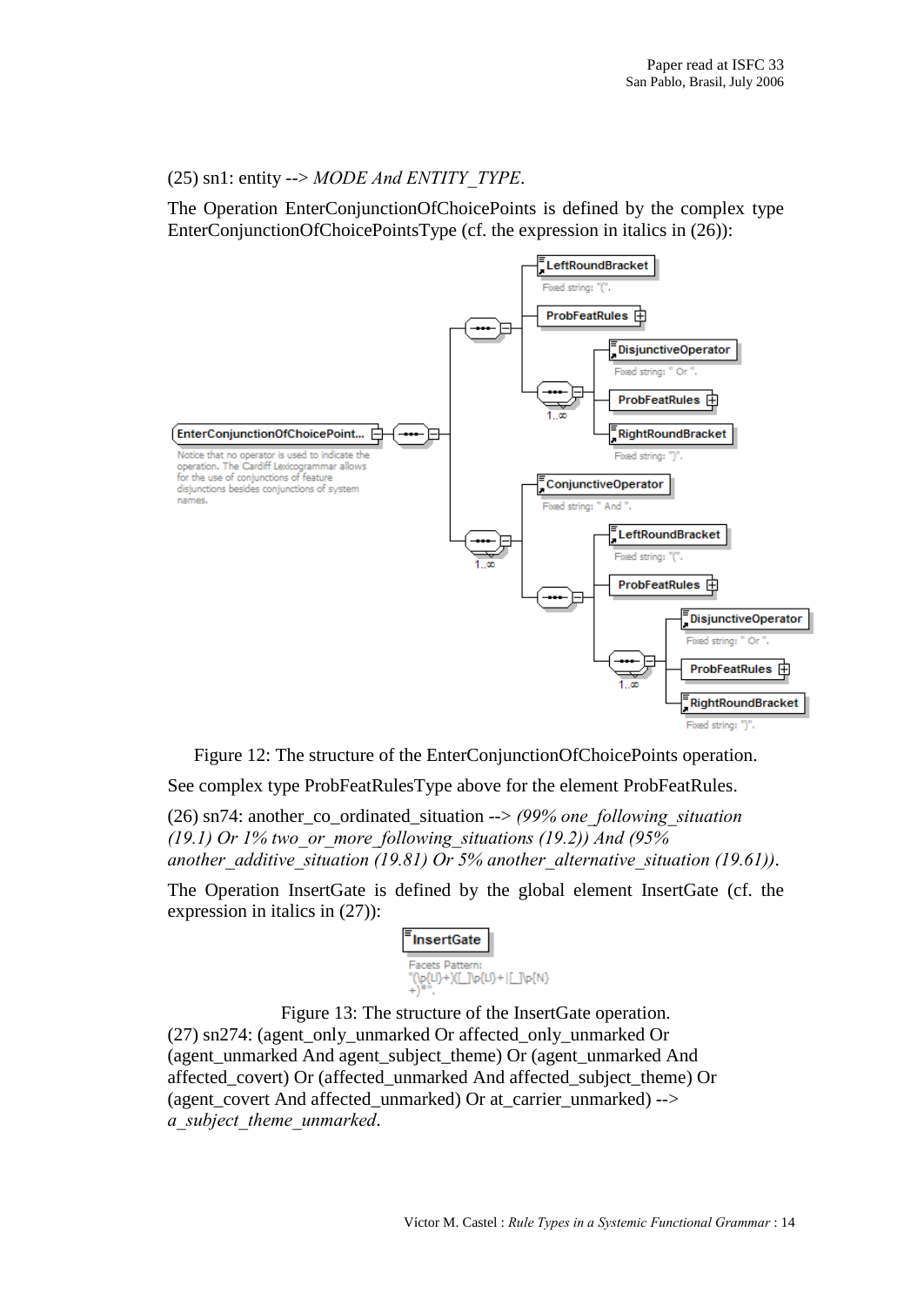(25) sn1: entity --> *MODE And ENTITY_TYPE.*

The Operation EnterConjunctionOfChoicePoints is defined by the complex type EnterConjunctionOfChoicePointsType (cf. the expression in italics in (26)):

Figure 12: The structure of the EnterConjunctionOfChoicePoints operation.

See complex type ProbFeatRulesType above for the element ProbFeatRules.

(26) sn74: another_co_ordinated_situation --> *(99% one_following_situation (19.1) Or 1% two_or_more_following_situations (19.2)) And (95% another_additive_situation (19.81) Or 5% another_alternative_situation (19.61)).*

The Operation InsertGate is defined by the global element InsertGate (cf. the expression in italics in (27)):

Figure 13: The structure of the InsertGate operation.

(27) sn274: (agent_only_unmarked Or affected_only_unmarked Or (agent_unmarked And agent_subject_theme) Or (agent_unmarked And affected_covert) Or (affected_unmarked And affected_subject_theme) Or (agent_covert And affected_unmarked) Or at_carrier_unmarked) --> *a_subject_theme_unmarked.*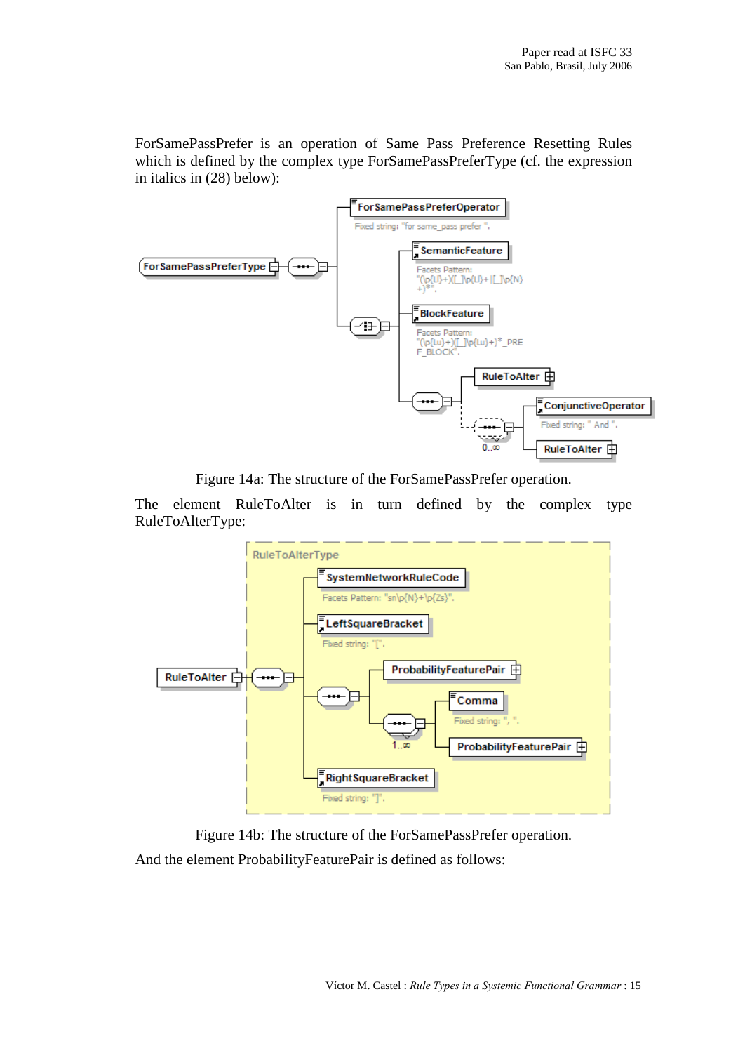ForSamePassPrefer is an operation of Same Pass Preference Resetting Rules which is defined by the complex type ForSamePassPreferType (cf. the expression in italics in (28) below):

Figure 14a: The structure of the ForSamePassPrefer operation.

The element RuleToAlter is in turn defined by the complex type RuleToAlterType:

Figure 14b: The structure of the ForSamePassPrefer operation.

And the element ProbabilityFeaturePair is defined as follows: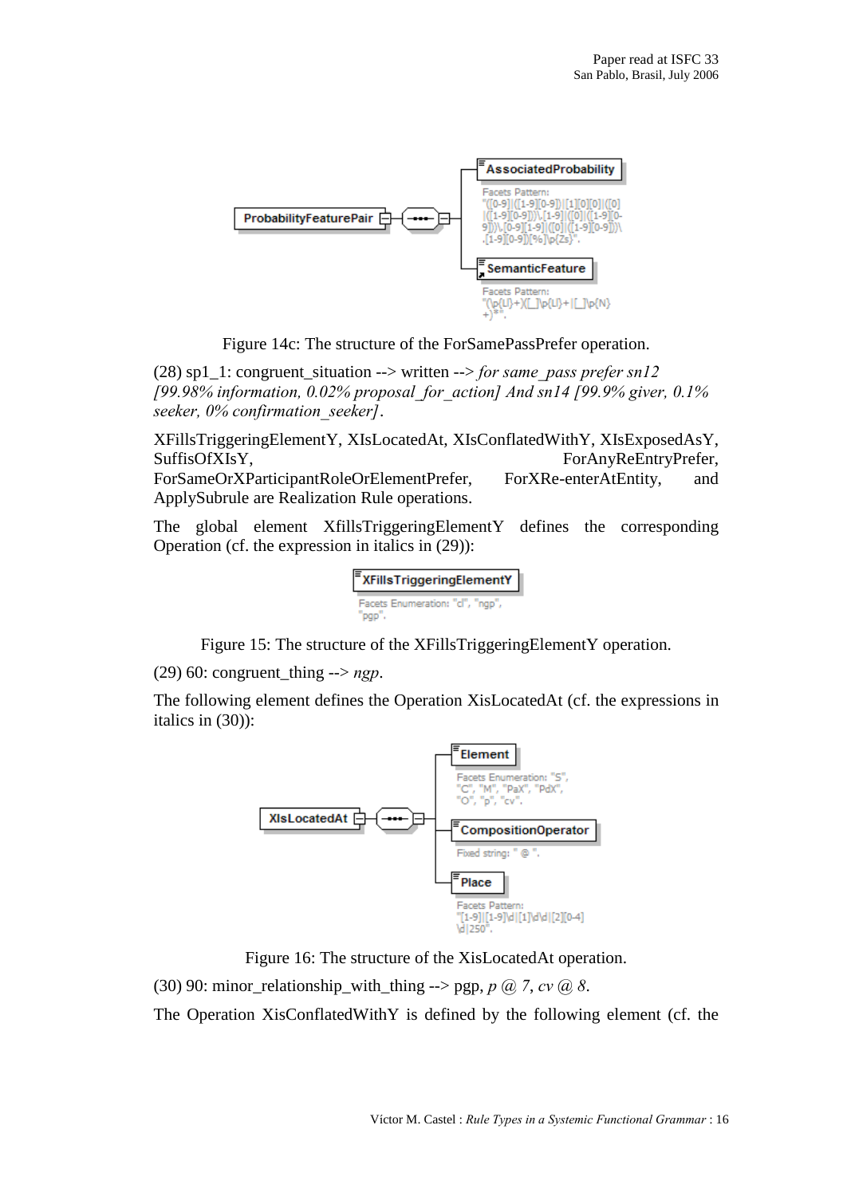Figure 14c: The structure of the ForSamePassPrefer operation.

(28) sp1_1: congruent_situation --> written --> *for same_pass prefer sn12 [99.98% information, 0.02% proposal_for_action] And sn14 [99.9% giver, 0.1% seeker, 0% confirmation_seeker]*.

XFillsTriggeringElementY, XIsLocatedAt, XIsConflatedWithY, XIsExposedAsY, SuffisOfXIsY, ForAnyReEntryPrefer, ForSameOrXParticipantRoleOrElementPrefer, ForXRe-enterAtEntity, and ApplySubrule are Realization Rule operations.

The global element XfillsTriggeringElementY defines the corresponding Operation (cf. the expression in italics in (29)):

Figure 15: The structure of the XFillsTriggeringElementY operation.

(29) 60: congruent_thing --> *ngp*.

The following element defines the Operation XisLocatedAt (cf. the expressions in italics in (30)):

Figure 16: The structure of the XisLocatedAt operation.

(30) 90: minor_relationship_with_thing --> pgp, *p @ 7*, *cv @ 8*.

The Operation XisConflatedWithY is defined by the following element (cf. the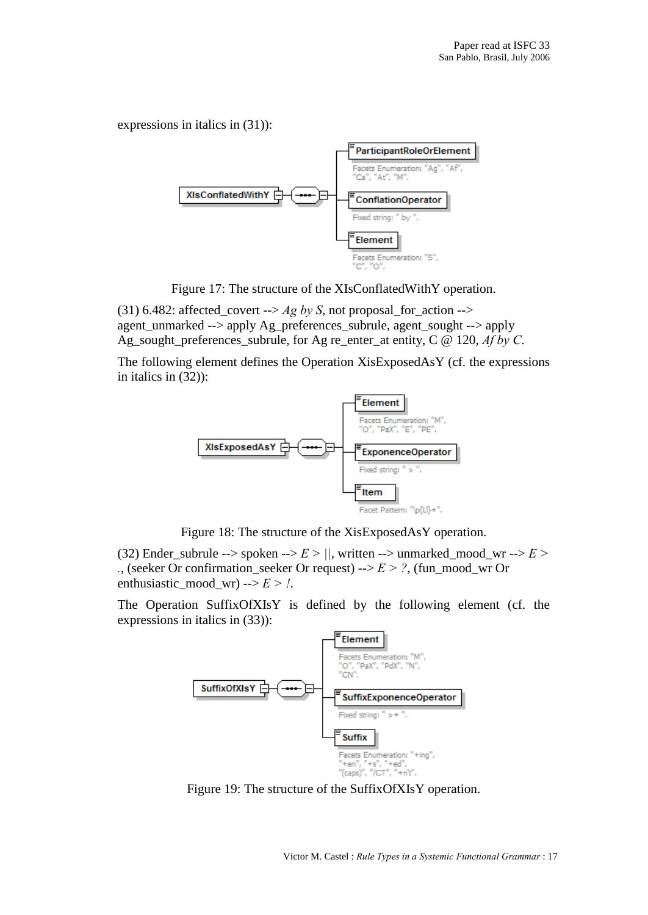expressions in italics in (31)):

Figure 17: The structure of the XIsConflatedWithY operation.

(31) 6.482: affected_covert --> *Ag by S*, not proposal_for_action --> agent_unmarked --> apply Ag_preferences_subrule, agent_sought --> apply Ag_sought_preferences_subrule, for Ag re_enter_at entity, C @ 120, *Af by C*.

The following element defines the Operation XisExposedAsY (cf. the expressions in italics in (32)):

Figure 18: The structure of the XisExposedAsY operation.

(32) Ender_subrule --> spoken --> *E > ||*, written --> unmarked_mood_wr --> *E > .*, (seeker Or confirmation_seeker Or request) --> *E > ?*, (fun_mood_wr Or enthusiastic_mood_wr) --> *E > !*.

The Operation SuffixOfXIsY is defined by the following element (cf. the expressions in italics in (33)):

Figure 19: The structure of the SuffixOfXIsY operation.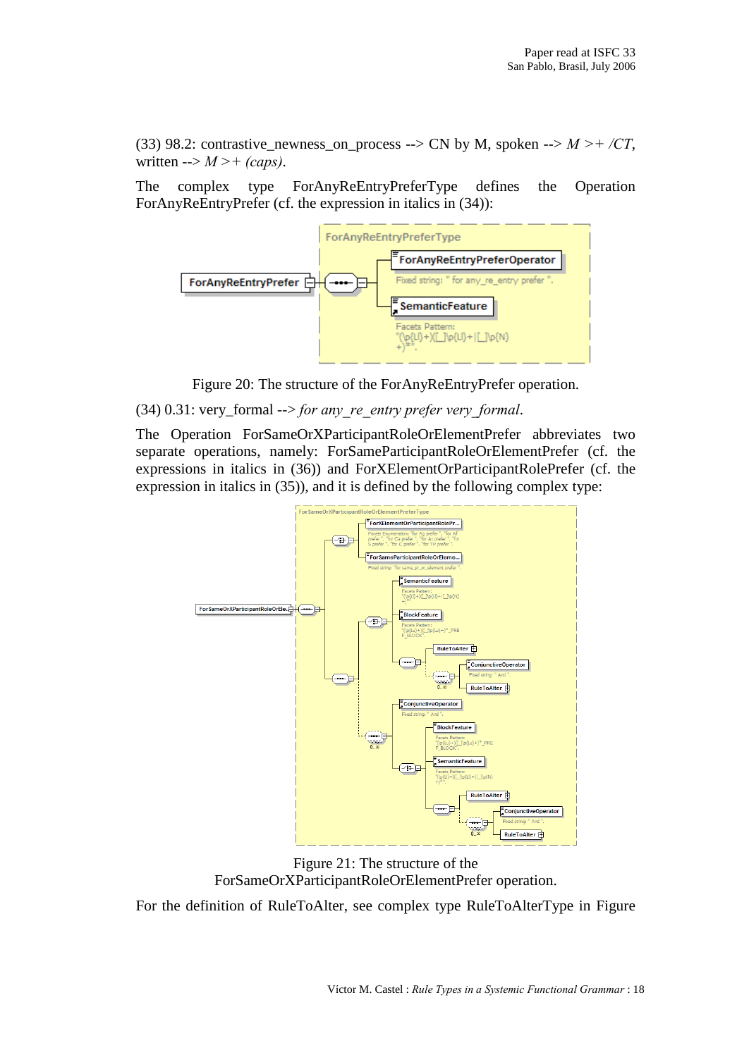(33) 98.2: contrastive_newness_on_process --> CN by M, spoken --> *M >+ /CT*, written --> *M >+ (caps)*.

The complex type ForAnyReEntryPreferType defines the Operation ForAnyReEntryPrefer (cf. the expression in italics in (34)):

Figure 20: The structure of the ForAnyReEntryPrefer operation.

(34) 0.31: very_formal --> *for any_re_entry prefer very_formal*.

The Operation ForSameOrXParticipantRoleOrElementPrefer abbreviates two separate operations, namely: ForSameParticipantRoleOrElementPrefer (cf. the expressions in italics in (36)) and ForXElementOrParticipantRolePrefer (cf. the expression in italics in (35)), and it is defined by the following complex type:

Figure 21: The structure of the ForSameOrXParticipantRoleOrElementPrefer operation.

For the definition of RuleToAlter, see complex type RuleToAlterType in Figure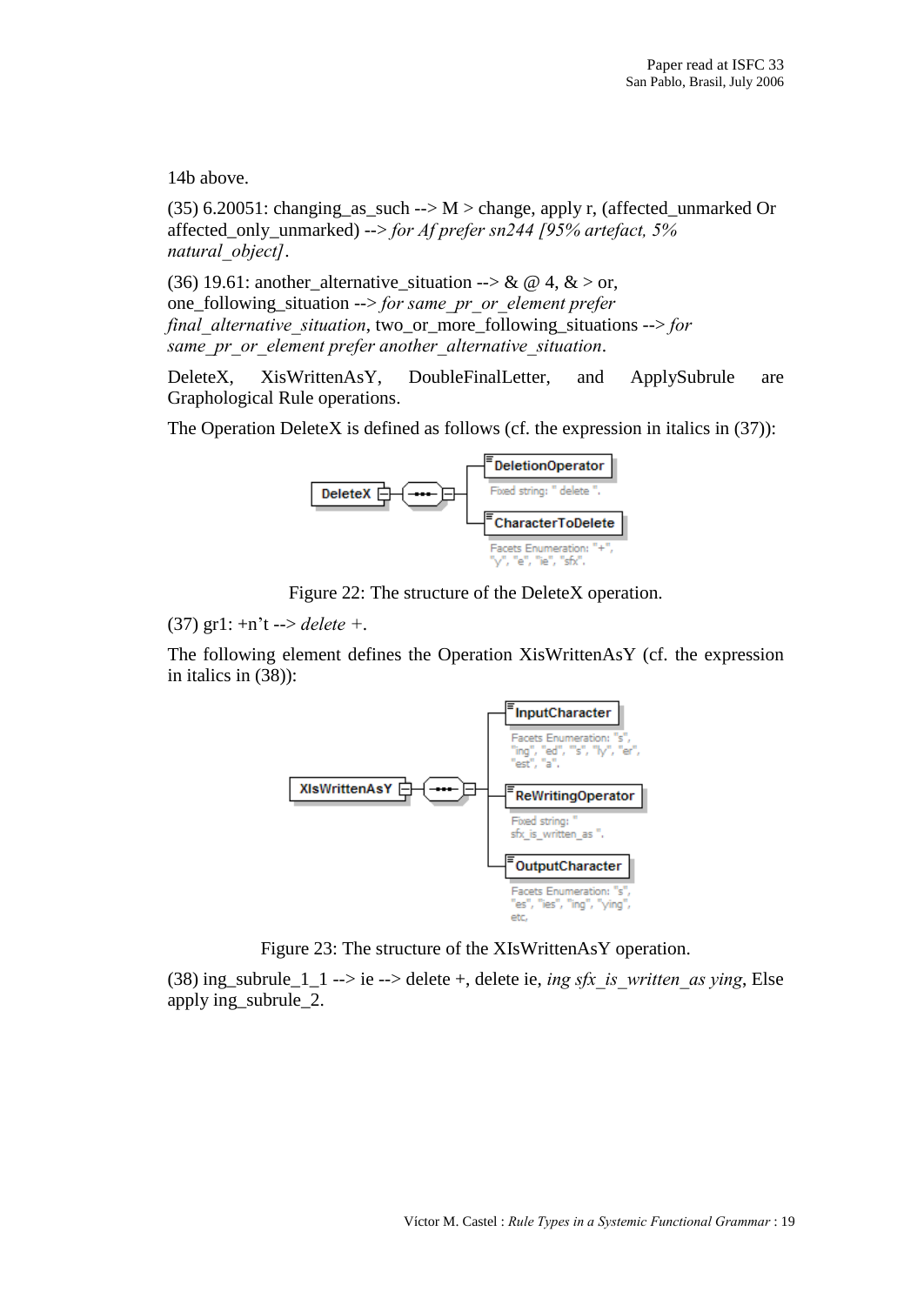14b above.

(35) 6.20051: changing_as_such --> M > change, apply r, (affected_unmarked Or affected_only_unmarked) --> *for Af prefer sn244 [95% artefact, 5% natural_object]*.

(36) 19.61: another_alternative_situation --> & @ 4, & > or, one_following_situation --> *for same_pr_or_element prefer final_alternative_situation*, two_or_more_following_situations --> *for same_pr_or_element prefer another_alternative_situation*.

DeleteX, XisWrittenAsY, DoubleFinalLetter, and ApplySubrule are Graphological Rule operations.

The Operation DeleteX is defined as follows (cf. the expression in italics in (37)):

Figure 22: The structure of the DeleteX operation.

(37) gr1: +n't --> *delete +*.

The following element defines the Operation XisWrittenAsY (cf. the expression in italics in (38)):

Figure 23: The structure of the XIsWrittenAsY operation.

(38) ing_subrule_1_1 --> ie --> delete +, delete ie, *ing sfx_is_written_as ying*, Else apply ing_subrule_2.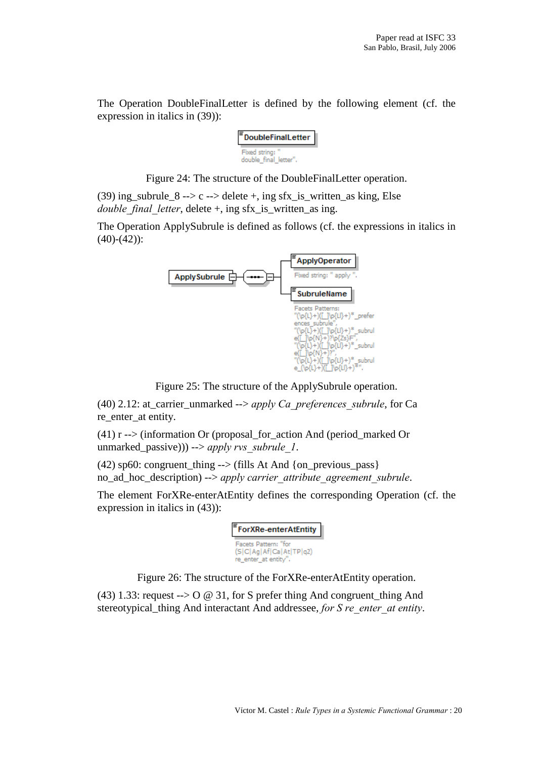The Operation DoubleFinalLetter is defined by the following element (cf. the expression in italics in (39)):

DoubleFinalLetter

Fixed string: " double_final_letter".

Figure 24: The structure of the DoubleFinalLetter operation.

(39) ing_subrule_8 --> c --> delete +, ing sfx_is_written_as king, Else *double_final_letter*, delete +, ing sfx_is_written_as ing.

The Operation ApplySubrule is defined as follows (cf. the expressions in italics in (40)-(42)):

ApplySubrule

ApplyOperator

Fixed string: " apply ".

SubruleName

Facets Patterns: "(\p{L}+)([_]\p{Ll}+)*_preferences_subrule", "(\p{L}+)([_]\p{Ll}+)*_subrule([_]\p{N}+)?\p{Zs}F", "(\p{L}+)([_]\p{Ll}+)*_subrule([_]\p{N}+)?", "(\p{L}+)([_]\p{Ll}+)*_subrule_(\p{L}+)([_]\p{Ll}+)*".

Figure 25: The structure of the ApplySubrule operation.

(40) 2.12: at_carrier_unmarked --> *apply Ca_preferences_subrule*, for Ca re_enter_at entity.

(41) r --> (information Or (proposal_for_action And (period_marked Or unmarked_passive))) --> *apply rvs_subrule_1*.

(42) sp60: congruent_thing --> (fills At And {on_previous_pass} no_ad_hoc_description) --> *apply carrier_attribute_agreement_subrule*.

The element ForXRe-enterAtEntity defines the corresponding Operation (cf. the expression in italics in (43)):

ForXRe-enterAtEntity

Facets Pattern: "for (S|C|Ag|Af|Ca|At|TP|q2) re_enter_at entity".

Figure 26: The structure of the ForXRe-enterAtEntity operation.

(43) 1.33: request --> O @ 31, for S prefer thing And congruent_thing And stereotypical_thing And interactant And addressee, *for S re_enter_at entity*.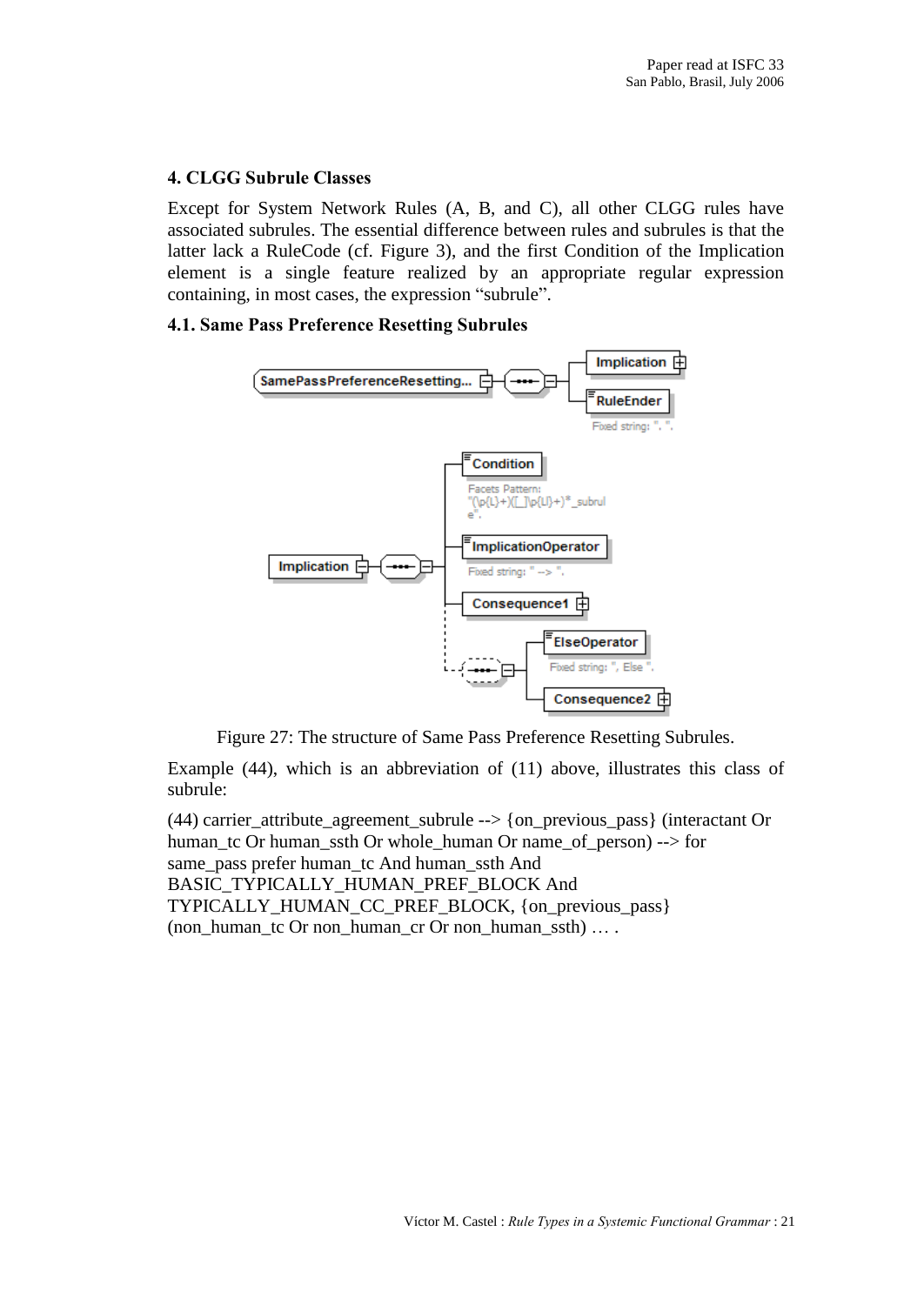## 4. CLGG Subrule Classes

Except for System Network Rules (A, B, and C), all other CLGG rules have associated subrules. The essential difference between rules and subrules is that the latter lack a RuleCode (cf. Figure 3), and the first Condition of the Implication element is a single feature realized by an appropriate regular expression containing, in most cases, the expression “subrule”.

### 4.1. Same Pass Preference Resetting Subrules

Figure 27: The structure of Same Pass Preference Resetting Subrules.

Example (44), which is an abbreviation of (11) above, illustrates this class of subrule:

(44) carrier_attribute_agreement_subrule --> {on_previous_pass} (interactant Or human_tc Or human_ssth Or whole_human Or name_of_person) --> for same_pass prefer human_tc And human_ssth And BASIC_TYPICALLY_HUMAN_PREF_BLOCK And TYPICALLY_HUMAN_CC_PREF_BLOCK, {on_previous_pass} (non_human_tc Or non_human_cr Or non_human_ssth) … .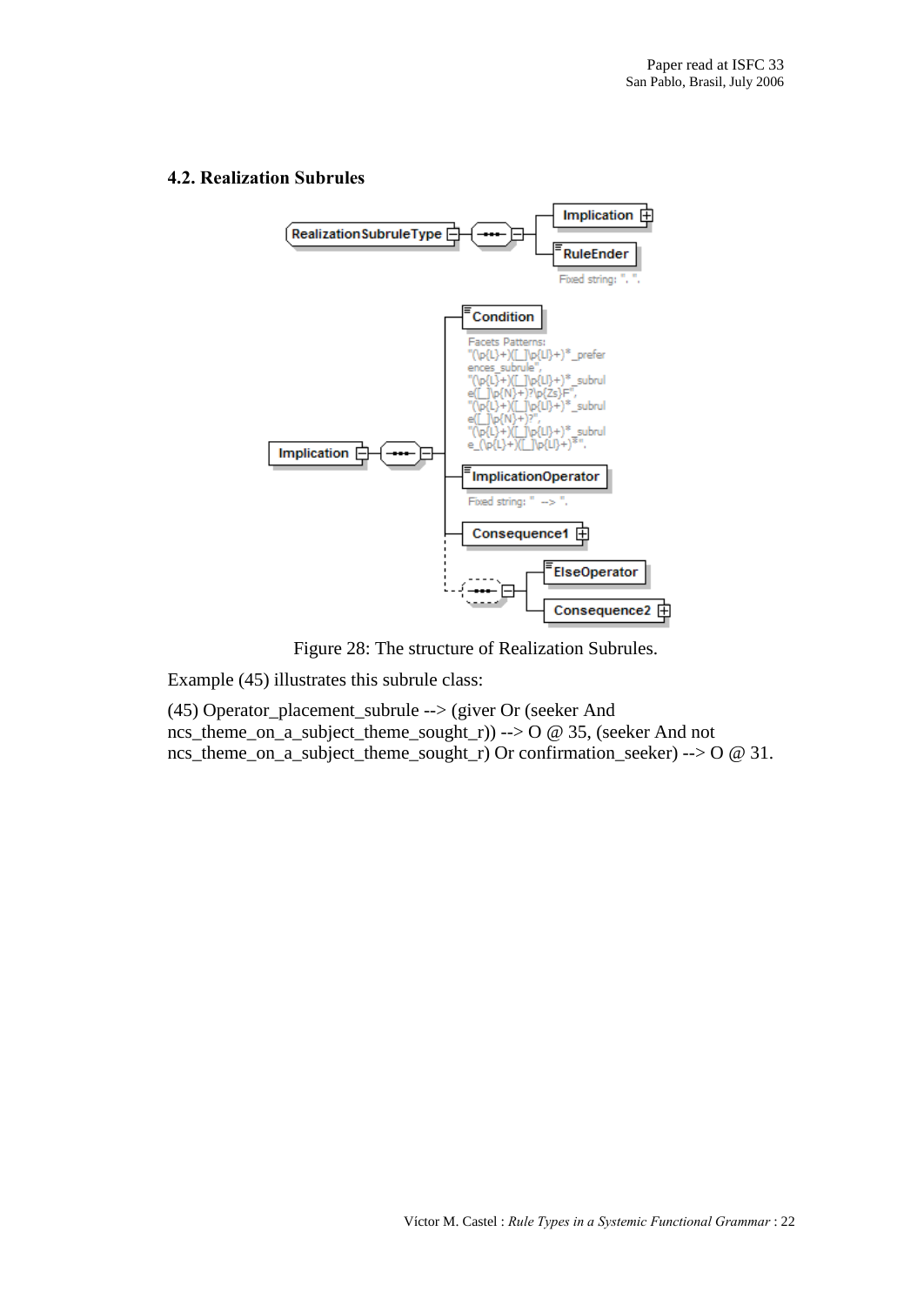## 4.2. Realization Subrules

Figure 28: The structure of Realization Subrules.

Example (45) illustrates this subrule class:

(45) Operator_placement_subrule --> (giver Or (seeker And ncs_theme_on_a_subject_theme_sought_r)) --> O @ 35, (seeker And not ncs_theme_on_a_subject_theme_sought_r) Or confirmation_seeker) --> O @ 31.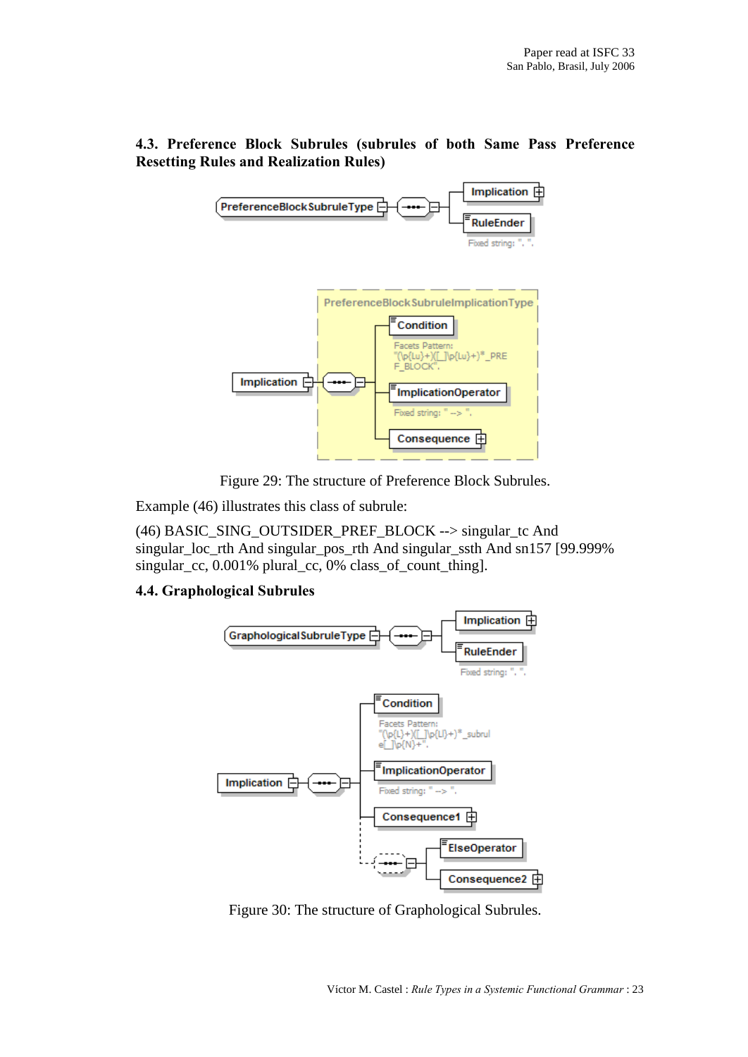### 4.3. Preference Block Subrules (subrules of both Same Pass Preference Resetting Rules and Realization Rules)

PreferenceBlockSubruleType

Implication

RuleEnder

Fixed string: ". ".

PreferenceBlockSubruleImplicationType

Implication

Condition

Facets Pattern: "(\p{Lu}+)([_]\p{Lu}+)*_PREF_BLOCK".

ImplicationOperator

Fixed string: " --> ".

Consequence

Figure 29: The structure of Preference Block Subrules.

Example (46) illustrates this class of subrule:

(46) BASIC_SING_OUTSIDER_PREF_BLOCK --> singular_tc And singular_loc_rth And singular_pos_rth And singular_ssth And sn157 [99.999% singular_cc, 0.001% plural_cc, 0% class_of_count_thing].

### 4.4. Graphological Subrules

GraphologicalSubruleType

Implication

RuleEnder

Fixed string: ". ".

Implication

Condition

Facets Pattern: "(\p{L}+)([_]\p{Ll}+)*_subrule[_]\p{N}+".

ImplicationOperator

Fixed string: " --> ".

Consequence1

ElseOperator

Consequence2

Figure 30: The structure of Graphological Subrules.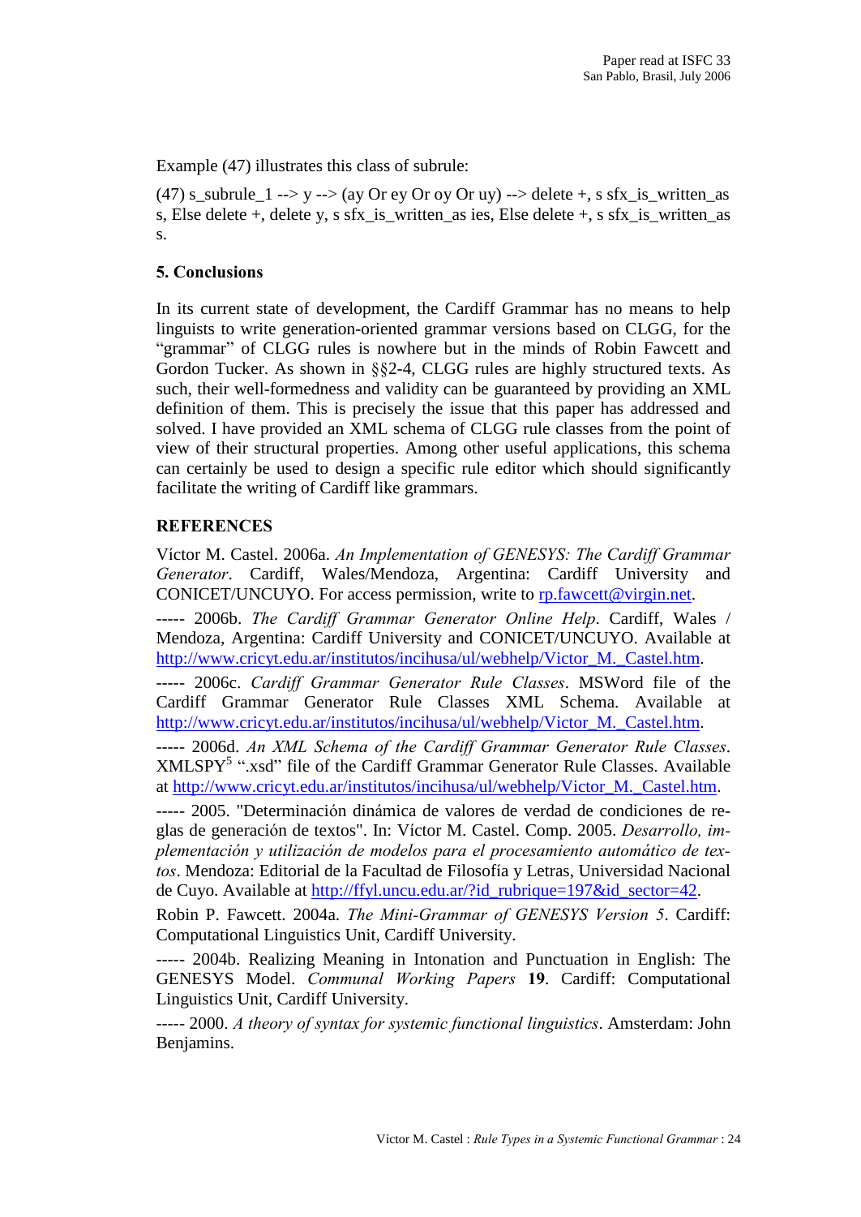Example (47) illustrates this class of subrule:

(47) s_subrule_1 --> y --> (ay Or ey Or oy Or uy) --> delete +, s sfx_is_written_as s, Else delete +, delete y, s sfx_is_written_as ies, Else delete +, s sfx_is_written_as s.

## 5. Conclusions

In its current state of development, the Cardiff Grammar has no means to help linguists to write generation-oriented grammar versions based on CLGG, for the "grammar" of CLGG rules is nowhere but in the minds of Robin Fawcett and Gordon Tucker. As shown in §§2-4, CLGG rules are highly structured texts. As such, their well-formedness and validity can be guaranteed by providing an XML definition of them. This is precisely the issue that this paper has addressed and solved. I have provided an XML schema of CLGG rule classes from the point of view of their structural properties. Among other useful applications, this schema can certainly be used to design a specific rule editor which should significantly facilitate the writing of Cardiff like grammars.

## REFERENCES

Víctor M. Castel. 2006a. *An Implementation of GENESYS: The Cardiff Grammar Generator*. Cardiff, Wales/Mendoza, Argentina: Cardiff University and CONICET/UNCUYO. For access permission, write to rp.fawcett@virgin.net.

----- 2006b. *The Cardiff Grammar Generator Online Help*. Cardiff, Wales / Mendoza, Argentina: Cardiff University and CONICET/UNCUYO. Available at http://www.cricyt.edu.ar/institutos/incihusa/ul/webhelp/Victor_M._Castel.htm.

----- 2006c. *Cardiff Grammar Generator Rule Classes*. MSWord file of the Cardiff Grammar Generator Rule Classes XML Schema. Available at http://www.cricyt.edu.ar/institutos/incihusa/ul/webhelp/Victor_M._Castel.htm.

----- 2006d. *An XML Schema of the Cardiff Grammar Generator Rule Classes*. XMLSPY[5] ".xsd" file of the Cardiff Grammar Generator Rule Classes. Available at http://www.cricyt.edu.ar/institutos/incihusa/ul/webhelp/Victor_M._Castel.htm.

----- 2005. "Determinación dinámica de valores de verdad de condiciones de reglas de generación de textos". In: Víctor M. Castel. Comp. 2005. *Desarrollo, implementación y utilización de modelos para el procesamiento automático de textos*. Mendoza: Editorial de la Facultad de Filosofía y Letras, Universidad Nacional de Cuyo. Available at http://ffyl.uncu.edu.ar/?id_rubrique=197&id_sector=42.

Robin P. Fawcett. 2004a. *The Mini-Grammar of GENESYS Version 5*. Cardiff: Computational Linguistics Unit, Cardiff University.

----- 2004b. Realizing Meaning in Intonation and Punctuation in English: The GENESYS Model. *Communal Working Papers* **19**. Cardiff: Computational Linguistics Unit, Cardiff University.

----- 2000. *A theory of syntax for systemic functional linguistics*. Amsterdam: John Benjamins.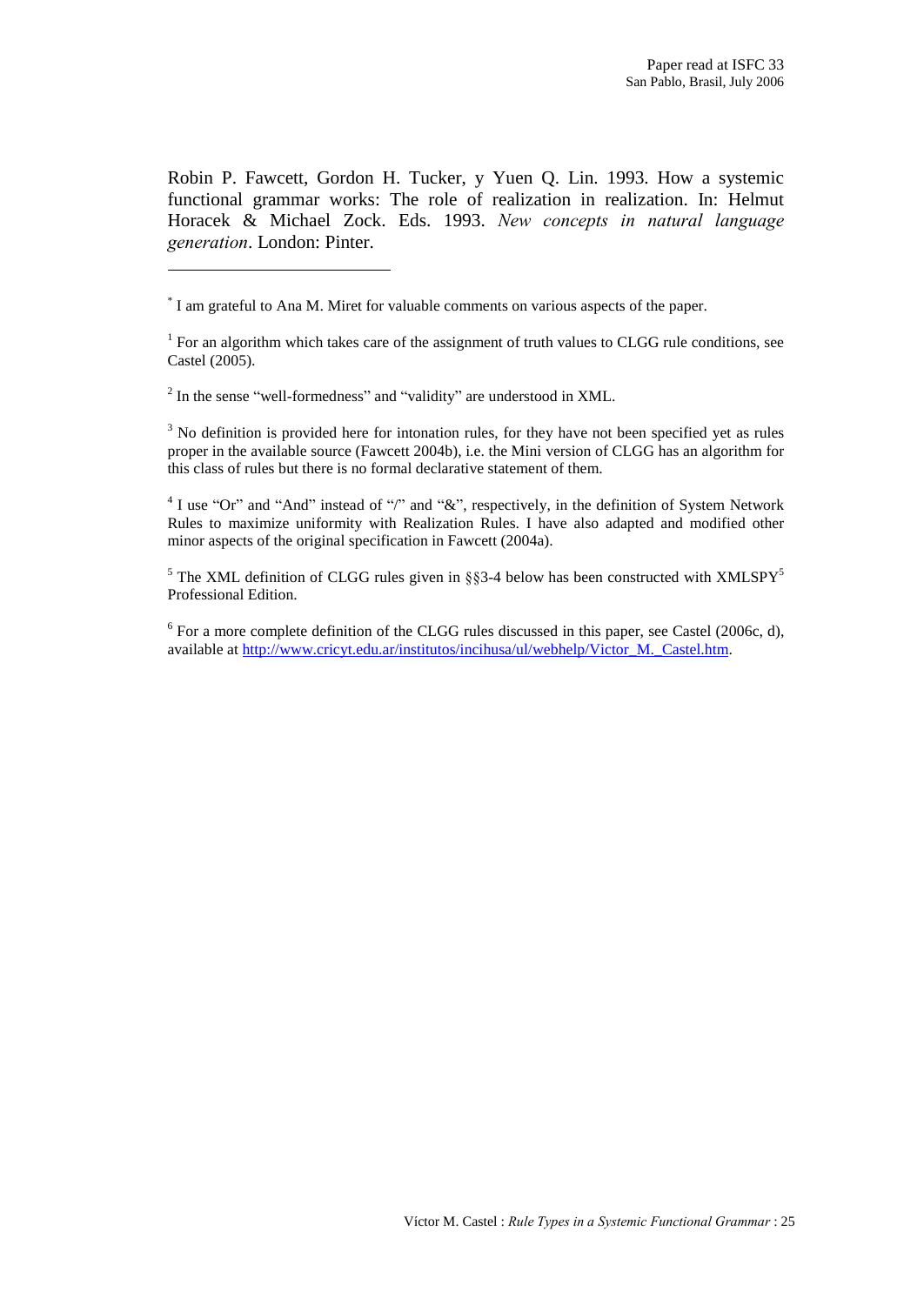Robin P. Fawcett, Gordon H. Tucker, y Yuen Q. Lin. 1993. How a systemic functional grammar works: The role of realization in realization. In: Helmut Horacek & Michael Zock. Eds. 1993. *New concepts in natural language generation*. London: Pinter.

---

[*] I am grateful to Ana M. Miret for valuable comments on various aspects of the paper.

[1] For an algorithm which takes care of the assignment of truth values to CLGG rule conditions, see Castel (2005).

[2] In the sense "well-formedness" and "validity" are understood in XML.

[3] No definition is provided here for intonation rules, for they have not been specified yet as rules proper in the available source (Fawcett 2004b), i.e. the Mini version of CLGG has an algorithm for this class of rules but there is no formal declarative statement of them.

[4] I use "Or" and "And" instead of "/" and "&", respectively, in the definition of System Network Rules to maximize uniformity with Realization Rules. I have also adapted and modified other minor aspects of the original specification in Fawcett (2004a).

[5] The XML definition of CLGG rules given in §§3-4 below has been constructed with XMLSPY[5] Professional Edition.

[6] For a more complete definition of the CLGG rules discussed in this paper, see Castel (2006c, d), available at http://www.cricyt.edu.ar/institutos/incihusa/ul/webhelp/Victor_M._Castel.htm.